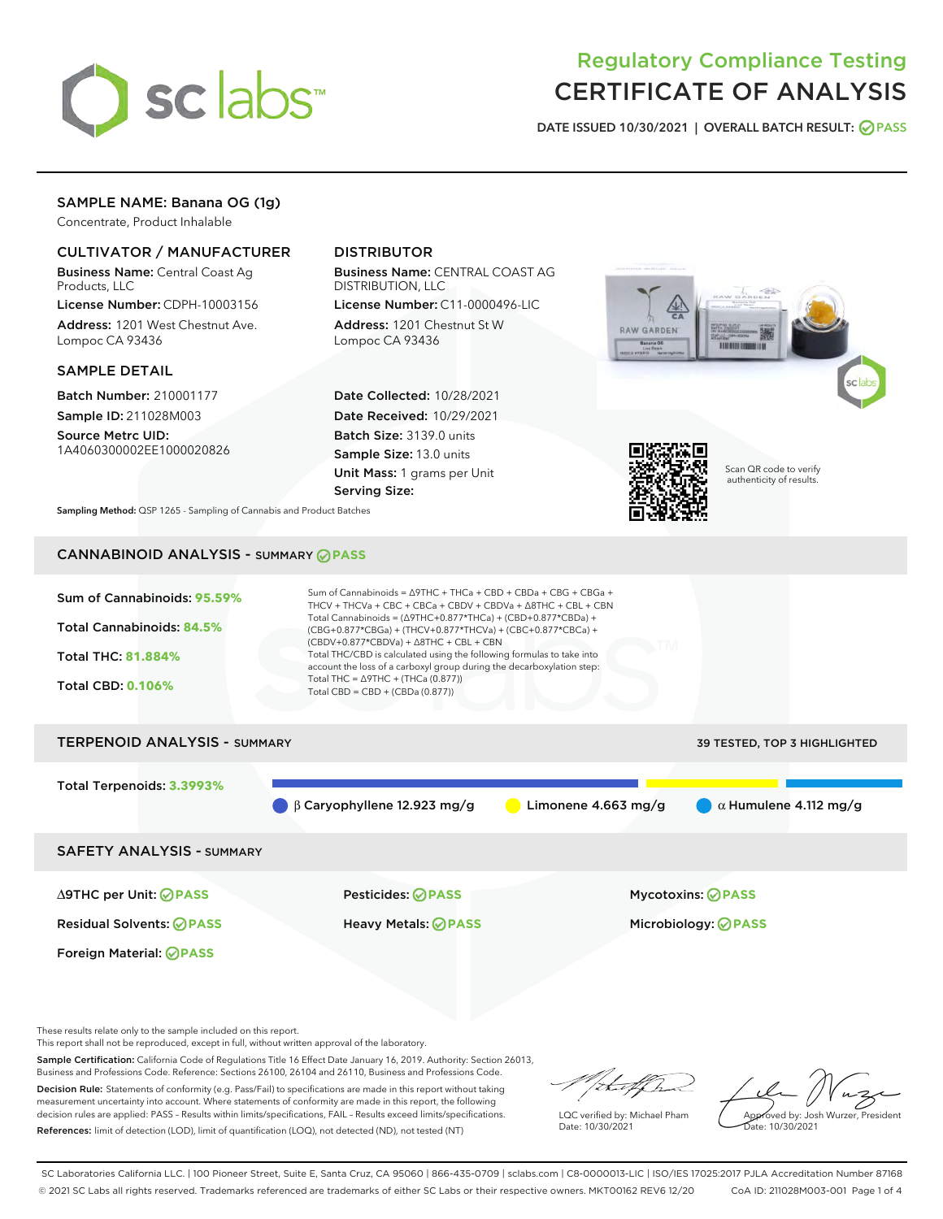# Regulatory Compliance Testing
# CERTIFICATE OF ANALYSIS

DATE ISSUED 10/30/2021 | OVERALL BATCH RESULT: PASS

## SAMPLE NAME: Banana OG (1g)

Concentrate, Product Inhalable

### CULTIVATOR / MANUFACTURER

**Business Name:** Central Coast Ag Products, LLC
**License Number:** CDPH-10003156
**Address:** 1201 West Chestnut Ave. Lompoc CA 93436

### DISTRIBUTOR

**Business Name:** CENTRAL COAST AG DISTRIBUTION, LLC
**License Number:** C11-0000496-LIC
**Address:** 1201 Chestnut St W Lompoc CA 93436

### SAMPLE DETAIL

**Batch Number:** 210001177
**Sample ID:** 211028M003
**Source Metrc UID:** 1A4060300002EE1000020826

**Date Collected:** 10/28/2021
**Date Received:** 10/29/2021
**Batch Size:** 3139.0 units
**Sample Size:** 13.0 units
**Unit Mass:** 1 grams per Unit
**Serving Size:**

Scan QR code to verify authenticity of results.

**Sampling Method:** QSP 1265 - Sampling of Cannabis and Product Batches

## CANNABINOID ANALYSIS - SUMMARY PASS

**Sum of Cannabinoids: 95.59%**
**Total Cannabinoids: 84.5%**
**Total THC: 81.884%**
**Total CBD: 0.106%**

Sum of Cannabinoids = Δ9THC + THCa + CBD + CBDa + CBG + CBGa + THCV + THCVa + CBC + CBCa + CBDV + CBDVa + Δ8THC + CBL + CBN
Total Cannabinoids = (Δ9THC+0.877*THCa) + (CBD+0.877*CBDa) + (CBG+0.877*CBGa) + (THCV+0.877*THCVa) + (CBC+0.877*CBCa) + (CBDV+0.877*CBDVa) + Δ8THC + CBL + CBN
Total THC/CBD is calculated using the following formulas to take into account the loss of a carboxyl group during the decarboxylation step:
Total THC = Δ9THC + (THCa (0.877))
Total CBD = CBD + (CBDa (0.877))

## TERPENOID ANALYSIS - SUMMARY

39 TESTED, TOP 3 HIGHLIGHTED

**Total Terpenoids: 3.3993%**

β Caryophyllene 12.923 mg/g
Limonene 4.663 mg/g
α Humulene 4.112 mg/g

## SAFETY ANALYSIS - SUMMARY

| | | |
|---|---|---|
| Δ9THC per Unit: PASS | Pesticides: PASS | Mycotoxins: PASS |
| Residual Solvents: PASS | Heavy Metals: PASS | Microbiology: PASS |
| Foreign Material: PASS | | |

These results relate only to the sample included on this report.
This report shall not be reproduced, except in full, without written approval of the laboratory.

**Sample Certification:** California Code of Regulations Title 16 Effect Date January 16, 2019. Authority: Section 26013, Business and Professions Code. Reference: Sections 26100, 26104 and 26110, Business and Professions Code.

**Decision Rule:** Statements of conformity (e.g. Pass/Fail) to specifications are made in this report without taking measurement uncertainty into account. Where statements of conformity are made in this report, the following decision rules are applied: PASS – Results within limits/specifications, FAIL – Results exceed limits/specifications.

**References:** limit of detection (LOD), limit of quantification (LOQ), not detected (ND), not tested (NT)

LQC verified by: Michael Pham
Date: 10/30/2021

Approved by: Josh Wurzer, President
Date: 10/30/2021

SC Laboratories California LLC. | 100 Pioneer Street, Suite E, Santa Cruz, CA 95060 | 866-435-0709 | sclabs.com | C8-0000013-LIC | ISO/IES 17025:2017 PJLA Accreditation Number 87168
© 2021 SC Labs all rights reserved. Trademarks referenced are trademarks of either SC Labs or their respective owners. MKT00162 REV6 12/20 CoA ID: 211028M003-001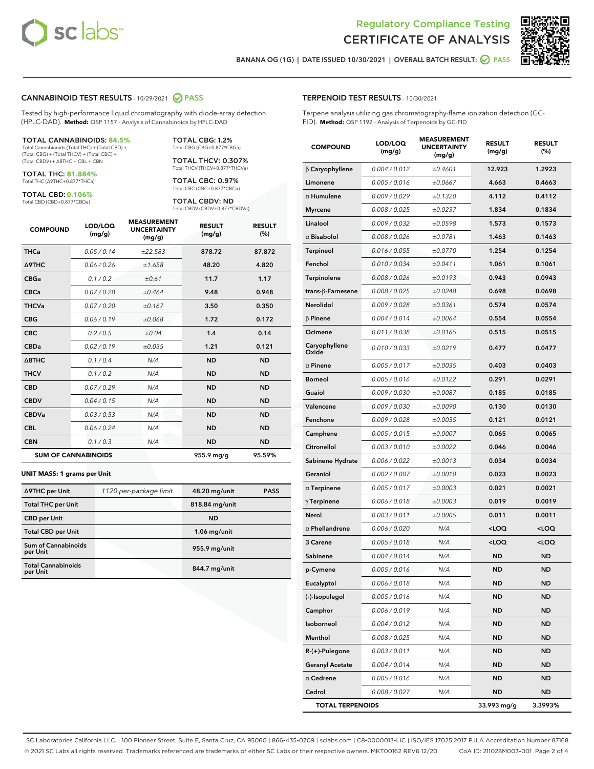# Regulatory Compliance Testing
# CERTIFICATE OF ANALYSIS

BANANA OG (1G) | DATE ISSUED 10/30/2021 | OVERALL BATCH RESULT: PASS

## CANNABINOID TEST RESULTS - 10/29/2021 PASS

Tested by high-performance liquid chromatography with diode-array detection (HPLC-DAD). **Method:** QSP 1157 - Analysis of Cannabinoids by HPLC-DAD

**TOTAL CANNABINOIDS: 84.5%**
Total Cannabinoids (Total THC) + (Total CBD) + (Total CBG) + (Total THCV) + (Total CBC) + (Total CBDV) + Δ8THC + CBL + CBN

**TOTAL THC: 81.884%**
Total THC (Δ9THC+0.877*THCa)

**TOTAL CBD: 0.106%**
Total CBD (CBD+0.877*CBDa)

**TOTAL CBG: 1.2%**
Total CBG (CBG+0.877*CBGa)

**TOTAL THCV: 0.307%**
Total THCV (THCV+0.877*THCVa)

**TOTAL CBC: 0.97%**
Total CBC (CBC+0.877*CBCa)

**TOTAL CBDV: ND**
Total CBDV (CBDV+0.877*CBDVa)

| COMPOUND | LOD/LOQ (mg/g) | MEASUREMENT UNCERTAINTY (mg/g) | RESULT (mg/g) | RESULT (%) |
|---|---|---|---|---|
| THCa | 0.05 / 0.14 | ±22.583 | 878.72 | 87.872 |
| Δ9THC | 0.06 / 0.26 | ±1.658 | 48.20 | 4.820 |
| CBGa | 0.1 / 0.2 | ±0.61 | 11.7 | 1.17 |
| CBCa | 0.07 / 0.28 | ±0.464 | 9.48 | 0.948 |
| THCVa | 0.07 / 0.20 | ±0.167 | 3.50 | 0.350 |
| CBG | 0.06 / 0.19 | ±0.068 | 1.72 | 0.172 |
| CBC | 0.2 / 0.5 | ±0.04 | 1.4 | 0.14 |
| CBDa | 0.02 / 0.19 | ±0.035 | 1.21 | 0.121 |
| Δ8THC | 0.1 / 0.4 | N/A | ND | ND |
| THCV | 0.1 / 0.2 | N/A | ND | ND |
| CBD | 0.07 / 0.29 | N/A | ND | ND |
| CBDV | 0.04 / 0.15 | N/A | ND | ND |
| CBDVa | 0.03 / 0.53 | N/A | ND | ND |
| CBL | 0.06 / 0.24 | N/A | ND | ND |
| CBN | 0.1 / 0.3 | N/A | ND | ND |
| **SUM OF CANNABINOIDS** | | | 955.9 mg/g | 95.59% |

**UNIT MASS: 1 grams per Unit**

| | | | |
|---|---|---|---|
| Δ9THC per Unit | 1120 per-package limit | 48.20 mg/unit | PASS |
| Total THC per Unit | | 818.84 mg/unit | |
| CBD per Unit | | ND | |
| Total CBD per Unit | | 1.06 mg/unit | |
| Sum of Cannabinoids per Unit | | 955.9 mg/unit | |
| Total Cannabinoids per Unit | | 844.7 mg/unit | |

## TERPENOID TEST RESULTS - 10/30/2021

Terpene analysis utilizing gas chromatography-flame ionization detection (GC-FID). **Method:** QSP 1192 - Analysis of Terpenoids by GC-FID

| COMPOUND | LOD/LOQ (mg/g) | MEASUREMENT UNCERTAINTY (mg/g) | RESULT (mg/g) | RESULT (%) |
|---|---|---|---|---|
| β Caryophyllene | 0.004 / 0.012 | ±0.4601 | 12.923 | 1.2923 |
| Limonene | 0.005 / 0.016 | ±0.0667 | 4.663 | 0.4663 |
| α Humulene | 0.009 / 0.029 | ±0.1320 | 4.112 | 0.4112 |
| Myrcene | 0.008 / 0.025 | ±0.0237 | 1.834 | 0.1834 |
| Linalool | 0.009 / 0.032 | ±0.0598 | 1.573 | 0.1573 |
| α Bisabolol | 0.008 / 0.026 | ±0.0781 | 1.463 | 0.1463 |
| Terpineol | 0.016 / 0.055 | ±0.0770 | 1.254 | 0.1254 |
| Fenchol | 0.010 / 0.034 | ±0.0411 | 1.061 | 0.1061 |
| Terpinolene | 0.008 / 0.026 | ±0.0193 | 0.943 | 0.0943 |
| trans-β-Farnesene | 0.008 / 0.025 | ±0.0248 | 0.698 | 0.0698 |
| Nerolidol | 0.009 / 0.028 | ±0.0361 | 0.574 | 0.0574 |
| β Pinene | 0.004 / 0.014 | ±0.0064 | 0.554 | 0.0554 |
| Ocimene | 0.011 / 0.038 | ±0.0165 | 0.515 | 0.0515 |
| Caryophyllene Oxide | 0.010 / 0.033 | ±0.0219 | 0.477 | 0.0477 |
| α Pinene | 0.005 / 0.017 | ±0.0035 | 0.403 | 0.0403 |
| Borneol | 0.005 / 0.016 | ±0.0122 | 0.291 | 0.0291 |
| Guaiol | 0.009 / 0.030 | ±0.0087 | 0.185 | 0.0185 |
| Valencene | 0.009 / 0.030 | ±0.0090 | 0.130 | 0.0130 |
| Fenchone | 0.009 / 0.028 | ±0.0035 | 0.121 | 0.0121 |
| Camphene | 0.005 / 0.015 | ±0.0007 | 0.065 | 0.0065 |
| Citronellol | 0.003 / 0.010 | ±0.0022 | 0.046 | 0.0046 |
| Sabinene Hydrate | 0.006 / 0.022 | ±0.0013 | 0.034 | 0.0034 |
| Geraniol | 0.002 / 0.007 | ±0.0010 | 0.023 | 0.0023 |
| α Terpinene | 0.005 / 0.017 | ±0.0003 | 0.021 | 0.0021 |
| γ Terpinene | 0.006 / 0.018 | ±0.0003 | 0.019 | 0.0019 |
| Nerol | 0.003 / 0.011 | ±0.0005 | 0.011 | 0.0011 |
| α Phellandrene | 0.006 / 0.020 | N/A | <LOQ | <LOQ |
| 3 Carene | 0.005 / 0.018 | N/A | <LOQ | <LOQ |
| Sabinene | 0.004 / 0.014 | N/A | ND | ND |
| p-Cymene | 0.005 / 0.016 | N/A | ND | ND |
| Eucalyptol | 0.006 / 0.018 | N/A | ND | ND |
| (-)-Isopulegol | 0.005 / 0.016 | N/A | ND | ND |
| Camphor | 0.006 / 0.019 | N/A | ND | ND |
| Isoborneol | 0.004 / 0.012 | N/A | ND | ND |
| Menthol | 0.008 / 0.025 | N/A | ND | ND |
| R-(+)-Pulegone | 0.003 / 0.011 | N/A | ND | ND |
| Geranyl Acetate | 0.004 / 0.014 | N/A | ND | ND |
| α Cedrene | 0.005 / 0.016 | N/A | ND | ND |
| Cedrol | 0.008 / 0.027 | N/A | ND | ND |
| **TOTAL TERPENOIDS** | | | 33.993 mg/g | 3.3993% |

SC Laboratories California LLC. | 100 Pioneer Street, Suite E, Santa Cruz, CA 95060 | 866-435-0709 | sclabs.com | C8-0000013-LIC | ISO/IES 17025:2017 PJLA Accreditation Number 87168
© 2021 SC Labs all rights reserved. Trademarks referenced are trademarks of either SC Labs or their respective owners. MKT00162 REV6 12/20 CoA ID: 211028M003-001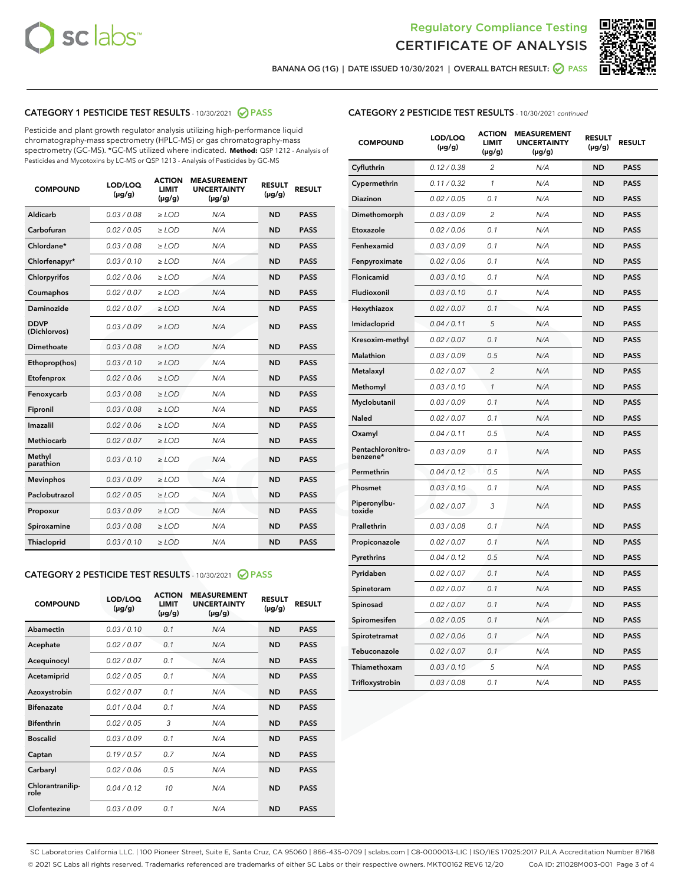# Regulatory Compliance Testing
# CERTIFICATE OF ANALYSIS

BANANA OG (1G) | DATE ISSUED 10/30/2021 | OVERALL BATCH RESULT: PASS

## CATEGORY 1 PESTICIDE TEST RESULTS - 10/30/2021 PASS

Pesticide and plant growth regulator analysis utilizing high-performance liquid chromatography-mass spectrometry (HPLC-MS) or gas chromatography-mass spectrometry (GC-MS). *GC-MS utilized where indicated. **Method:** QSP 1212 - Analysis of Pesticides and Mycotoxins by LC-MS or QSP 1213 - Analysis of Pesticides by GC-MS

| COMPOUND | LOD/LOQ (µg/g) | ACTION LIMIT (µg/g) | MEASUREMENT UNCERTAINTY (µg/g) | RESULT (µg/g) | RESULT |
|---|---|---|---|---|---|
| Aldicarb | 0.03 / 0.08 | ≥ LOD | N/A | ND | PASS |
| Carbofuran | 0.02 / 0.05 | ≥ LOD | N/A | ND | PASS |
| Chlordane* | 0.03 / 0.08 | ≥ LOD | N/A | ND | PASS |
| Chlorfenapyr* | 0.03 / 0.10 | ≥ LOD | N/A | ND | PASS |
| Chlorpyrifos | 0.02 / 0.06 | ≥ LOD | N/A | ND | PASS |
| Coumaphos | 0.02 / 0.07 | ≥ LOD | N/A | ND | PASS |
| Daminozide | 0.02 / 0.07 | ≥ LOD | N/A | ND | PASS |
| DDVP (Dichlorvos) | 0.03 / 0.09 | ≥ LOD | N/A | ND | PASS |
| Dimethoate | 0.03 / 0.08 | ≥ LOD | N/A | ND | PASS |
| Ethoprop(hos) | 0.03 / 0.10 | ≥ LOD | N/A | ND | PASS |
| Etofenprox | 0.02 / 0.06 | ≥ LOD | N/A | ND | PASS |
| Fenoxycarb | 0.03 / 0.08 | ≥ LOD | N/A | ND | PASS |
| Fipronil | 0.03 / 0.08 | ≥ LOD | N/A | ND | PASS |
| Imazalil | 0.02 / 0.06 | ≥ LOD | N/A | ND | PASS |
| Methiocarb | 0.02 / 0.07 | ≥ LOD | N/A | ND | PASS |
| Methyl parathion | 0.03 / 0.10 | ≥ LOD | N/A | ND | PASS |
| Mevinphos | 0.03 / 0.09 | ≥ LOD | N/A | ND | PASS |
| Paclobutrazol | 0.02 / 0.05 | ≥ LOD | N/A | ND | PASS |
| Propoxur | 0.03 / 0.09 | ≥ LOD | N/A | ND | PASS |
| Spiroxamine | 0.03 / 0.08 | ≥ LOD | N/A | ND | PASS |
| Thiacloprid | 0.03 / 0.10 | ≥ LOD | N/A | ND | PASS |

## CATEGORY 2 PESTICIDE TEST RESULTS - 10/30/2021 PASS

| COMPOUND | LOD/LOQ (µg/g) | ACTION LIMIT (µg/g) | MEASUREMENT UNCERTAINTY (µg/g) | RESULT (µg/g) | RESULT |
|---|---|---|---|---|---|
| Abamectin | 0.03 / 0.10 | 0.1 | N/A | ND | PASS |
| Acephate | 0.02 / 0.07 | 0.1 | N/A | ND | PASS |
| Acequinocyl | 0.02 / 0.07 | 0.1 | N/A | ND | PASS |
| Acetamiprid | 0.02 / 0.05 | 0.1 | N/A | ND | PASS |
| Azoxystrobin | 0.02 / 0.07 | 0.1 | N/A | ND | PASS |
| Bifenazate | 0.01 / 0.04 | 0.1 | N/A | ND | PASS |
| Bifenthrin | 0.02 / 0.05 | 3 | N/A | ND | PASS |
| Boscalid | 0.03 / 0.09 | 0.1 | N/A | ND | PASS |
| Captan | 0.19 / 0.57 | 0.7 | N/A | ND | PASS |
| Carbaryl | 0.02 / 0.06 | 0.5 | N/A | ND | PASS |
| Chlorantraniliprole | 0.04 / 0.12 | 10 | N/A | ND | PASS |
| Clofentezine | 0.03 / 0.09 | 0.1 | N/A | ND | PASS |
| Cyfluthrin | 0.12 / 0.38 | 2 | N/A | ND | PASS |
| Cypermethrin | 0.11 / 0.32 | 1 | N/A | ND | PASS |
| Diazinon | 0.02 / 0.05 | 0.1 | N/A | ND | PASS |
| Dimethomorph | 0.03 / 0.09 | 2 | N/A | ND | PASS |
| Etoxazole | 0.02 / 0.06 | 0.1 | N/A | ND | PASS |
| Fenhexamid | 0.03 / 0.09 | 0.1 | N/A | ND | PASS |
| Fenpyroximate | 0.02 / 0.06 | 0.1 | N/A | ND | PASS |
| Flonicamid | 0.03 / 0.10 | 0.1 | N/A | ND | PASS |
| Fludioxonil | 0.03 / 0.10 | 0.1 | N/A | ND | PASS |
| Hexythiazox | 0.02 / 0.07 | 0.1 | N/A | ND | PASS |
| Imidacloprid | 0.04 / 0.11 | 5 | N/A | ND | PASS |
| Kresoxim-methyl | 0.02 / 0.07 | 0.1 | N/A | ND | PASS |
| Malathion | 0.03 / 0.09 | 0.5 | N/A | ND | PASS |
| Metalaxyl | 0.02 / 0.07 | 2 | N/A | ND | PASS |
| Methomyl | 0.03 / 0.10 | 1 | N/A | ND | PASS |
| Myclobutanil | 0.03 / 0.09 | 0.1 | N/A | ND | PASS |
| Naled | 0.02 / 0.07 | 0.1 | N/A | ND | PASS |
| Oxamyl | 0.04 / 0.11 | 0.5 | N/A | ND | PASS |
| Pentachloronitrobenzene* | 0.03 / 0.09 | 0.1 | N/A | ND | PASS |
| Permethrin | 0.04 / 0.12 | 0.5 | N/A | ND | PASS |
| Phosmet | 0.03 / 0.10 | 0.1 | N/A | ND | PASS |
| Piperonylbutoxide | 0.02 / 0.07 | 3 | N/A | ND | PASS |
| Prallethrin | 0.03 / 0.08 | 0.1 | N/A | ND | PASS |
| Propiconazole | 0.02 / 0.07 | 0.1 | N/A | ND | PASS |
| Pyrethrins | 0.04 / 0.12 | 0.5 | N/A | ND | PASS |
| Pyridaben | 0.02 / 0.07 | 0.1 | N/A | ND | PASS |
| Spinetoram | 0.02 / 0.07 | 0.1 | N/A | ND | PASS |
| Spinosad | 0.02 / 0.07 | 0.1 | N/A | ND | PASS |
| Spiromesifen | 0.02 / 0.05 | 0.1 | N/A | ND | PASS |
| Spirotetramat | 0.02 / 0.06 | 0.1 | N/A | ND | PASS |
| Tebuconazole | 0.02 / 0.07 | 0.1 | N/A | ND | PASS |
| Thiamethoxam | 0.03 / 0.10 | 5 | N/A | ND | PASS |
| Trifloxystrobin | 0.03 / 0.08 | 0.1 | N/A | ND | PASS |

SC Laboratories California LLC. | 100 Pioneer Street, Suite E, Santa Cruz, CA 95060 | 866-435-0709 | sclabs.com | C8-0000013-LIC | ISO/IES 17025:2017 PJLA Accreditation Number 87168
© 2021 SC Labs all rights reserved. Trademarks referenced are trademarks of either SC Labs or their respective owners. MKT00162 REV6 12/20 CoA ID: 211028M003-001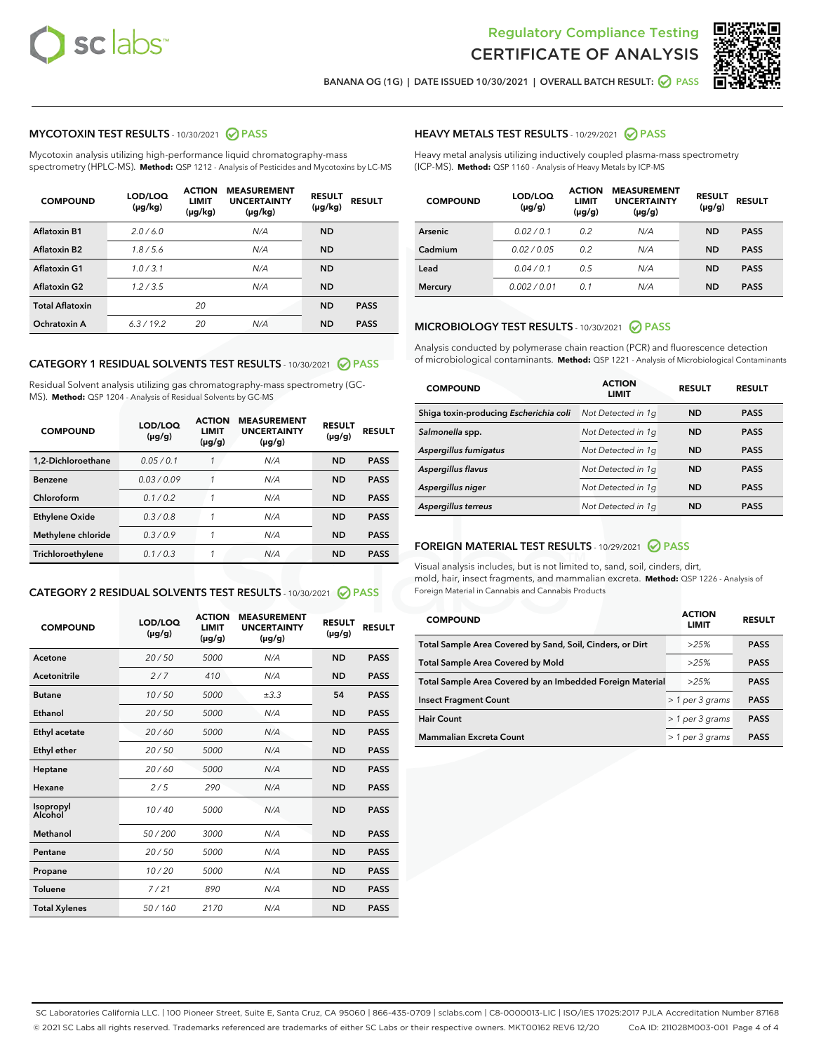Regulatory Compliance Testing
CERTIFICATE OF ANALYSIS

BANANA OG (1G) | DATE ISSUED 10/30/2021 | OVERALL BATCH RESULT: PASS

## MYCOTOXIN TEST RESULTS - 10/30/2021 PASS

Mycotoxin analysis utilizing high-performance liquid chromatography-mass spectrometry (HPLC-MS). **Method:** QSP 1212 - Analysis of Pesticides and Mycotoxins by LC-MS

| COMPOUND | LOD/LOQ (µg/kg) | ACTION LIMIT (µg/kg) | MEASUREMENT UNCERTAINTY (µg/kg) | RESULT (µg/kg) | RESULT |
|---|---|---|---|---|---|
| Aflatoxin B1 | 2.0 / 6.0 | | N/A | ND | |
| Aflatoxin B2 | 1.8 / 5.6 | | N/A | ND | |
| Aflatoxin G1 | 1.0 / 3.1 | | N/A | ND | |
| Aflatoxin G2 | 1.2 / 3.5 | | N/A | ND | |
| Total Aflatoxin | | 20 | | ND | PASS |
| Ochratoxin A | 6.3 / 19.2 | 20 | N/A | ND | PASS |

## CATEGORY 1 RESIDUAL SOLVENTS TEST RESULTS - 10/30/2021 PASS

Residual Solvent analysis utilizing gas chromatography-mass spectrometry (GC-MS). **Method:** QSP 1204 - Analysis of Residual Solvents by GC-MS

| COMPOUND | LOD/LOQ (µg/g) | ACTION LIMIT (µg/g) | MEASUREMENT UNCERTAINTY (µg/g) | RESULT (µg/g) | RESULT |
|---|---|---|---|---|---|
| 1,2-Dichloroethane | 0.05 / 0.1 | 1 | N/A | ND | PASS |
| Benzene | 0.03 / 0.09 | 1 | N/A | ND | PASS |
| Chloroform | 0.1 / 0.2 | 1 | N/A | ND | PASS |
| Ethylene Oxide | 0.3 / 0.8 | 1 | N/A | ND | PASS |
| Methylene chloride | 0.3 / 0.9 | 1 | N/A | ND | PASS |
| Trichloroethylene | 0.1 / 0.3 | 1 | N/A | ND | PASS |

## CATEGORY 2 RESIDUAL SOLVENTS TEST RESULTS - 10/30/2021 PASS

| COMPOUND | LOD/LOQ (µg/g) | ACTION LIMIT (µg/g) | MEASUREMENT UNCERTAINTY (µg/g) | RESULT (µg/g) | RESULT |
|---|---|---|---|---|---|
| Acetone | 20 / 50 | 5000 | N/A | ND | PASS |
| Acetonitrile | 2 / 7 | 410 | N/A | ND | PASS |
| Butane | 10 / 50 | 5000 | ±3.3 | 54 | PASS |
| Ethanol | 20 / 50 | 5000 | N/A | ND | PASS |
| Ethyl acetate | 20 / 60 | 5000 | N/A | ND | PASS |
| Ethyl ether | 20 / 50 | 5000 | N/A | ND | PASS |
| Heptane | 20 / 60 | 5000 | N/A | ND | PASS |
| Hexane | 2 / 5 | 290 | N/A | ND | PASS |
| Isopropyl Alcohol | 10 / 40 | 5000 | N/A | ND | PASS |
| Methanol | 50 / 200 | 3000 | N/A | ND | PASS |
| Pentane | 20 / 50 | 5000 | N/A | ND | PASS |
| Propane | 10 / 20 | 5000 | N/A | ND | PASS |
| Toluene | 7 / 21 | 890 | N/A | ND | PASS |
| Total Xylenes | 50 / 160 | 2170 | N/A | ND | PASS |

## HEAVY METALS TEST RESULTS - 10/29/2021 PASS

Heavy metal analysis utilizing inductively coupled plasma-mass spectrometry (ICP-MS). **Method:** QSP 1160 - Analysis of Heavy Metals by ICP-MS

| COMPOUND | LOD/LOQ (µg/g) | ACTION LIMIT (µg/g) | MEASUREMENT UNCERTAINTY (µg/g) | RESULT (µg/g) | RESULT |
|---|---|---|---|---|---|
| Arsenic | 0.02 / 0.1 | 0.2 | N/A | ND | PASS |
| Cadmium | 0.02 / 0.05 | 0.2 | N/A | ND | PASS |
| Lead | 0.04 / 0.1 | 0.5 | N/A | ND | PASS |
| Mercury | 0.002 / 0.01 | 0.1 | N/A | ND | PASS |

## MICROBIOLOGY TEST RESULTS - 10/30/2021 PASS

Analysis conducted by polymerase chain reaction (PCR) and fluorescence detection of microbiological contaminants. **Method:** QSP 1221 - Analysis of Microbiological Contaminants

| COMPOUND | ACTION LIMIT | RESULT | RESULT |
|---|---|---|---|
| Shiga toxin-producing *Escherichia coli* | Not Detected in 1g | ND | PASS |
| *Salmonella* spp. | Not Detected in 1g | ND | PASS |
| *Aspergillus fumigatus* | Not Detected in 1g | ND | PASS |
| *Aspergillus flavus* | Not Detected in 1g | ND | PASS |
| *Aspergillus niger* | Not Detected in 1g | ND | PASS |
| *Aspergillus terreus* | Not Detected in 1g | ND | PASS |

## FOREIGN MATERIAL TEST RESULTS - 10/29/2021 PASS

Visual analysis includes, but is not limited to, sand, soil, cinders, dirt, mold, hair, insect fragments, and mammalian excreta. **Method:** QSP 1226 - Analysis of Foreign Material in Cannabis and Cannabis Products

| COMPOUND | ACTION LIMIT | RESULT |
|---|---|---|
| Total Sample Area Covered by Sand, Soil, Cinders, or Dirt | >25% | PASS |
| Total Sample Area Covered by Mold | >25% | PASS |
| Total Sample Area Covered by an Imbedded Foreign Material | >25% | PASS |
| Insect Fragment Count | > 1 per 3 grams | PASS |
| Hair Count | > 1 per 3 grams | PASS |
| Mammalian Excreta Count | > 1 per 3 grams | PASS |

SC Laboratories California LLC. | 100 Pioneer Street, Suite E, Santa Cruz, CA 95060 | 866-435-0709 | sclabs.com | C8-0000013-LIC | ISO/IES 17025:2017 PJLA Accreditation Number 87168
© 2021 SC Labs all rights reserved. Trademarks referenced are trademarks of either SC Labs or their respective owners. MKT00162 REV6 12/20 CoA ID: 211028M003-001